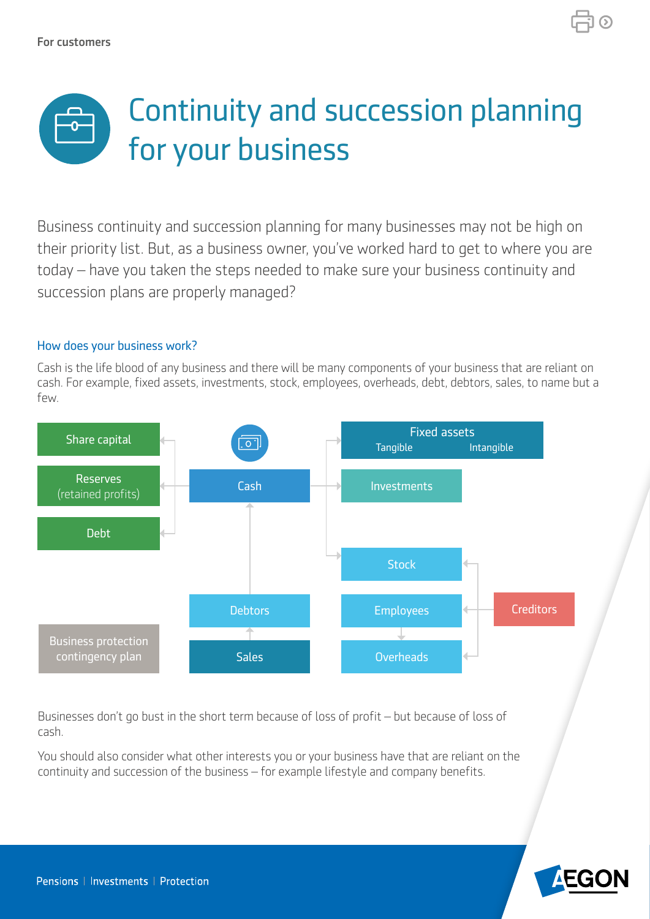For customers

# Continuity and succession planning for your business

Business continuity and succession planning for many businesses may not be high on their priority list. But, as a business owner, you've worked hard to get to where you are today – have you taken the steps needed to make sure your business continuity and succession plans are properly managed?

### How does your business work?

Cash is the life blood of any business and there will be many components of your business that are reliant on cash. For example, fixed assets, investments, stock, employees, overheads, debt, debtors, sales, to name but a few.

Share capital

Reserves (retained profits)

Debt

Cash

Fixed assets
Tangible Intangible

Investments

Stock

Debtors

Employees

Creditors

Business protection contingency plan

Sales

Overheads

Businesses don't go bust in the short term because of loss of profit – but because of loss of cash.

You should also consider what other interests you or your business have that are reliant on the continuity and succession of the business – for example lifestyle and company benefits.

Pensions | Investments | Protection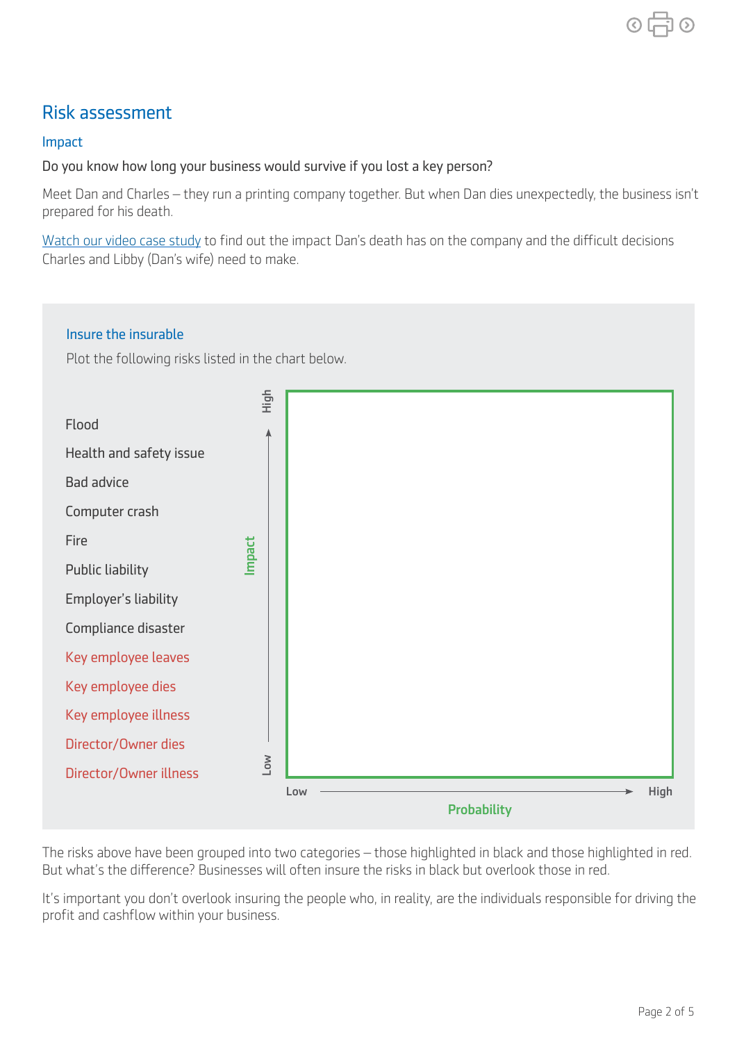# Risk assessment

## Impact

Do you know how long your business would survive if you lost a key person?

Meet Dan and Charles – they run a printing company together. But when Dan dies unexpectedly, the business isn't prepared for his death.

Watch our video case study to find out the impact Dan's death has on the company and the difficult decisions Charles and Libby (Dan's wife) need to make.

### Insure the insurable

Plot the following risks listed in the chart below.

- Flood
- Health and safety issue
- Bad advice
- Computer crash
- Fire
- Public liability
- Employer's liability
- Compliance disaster
- Key employee leaves
- Key employee dies
- Key employee illness
- Director/Owner dies
- Director/Owner illness

Impact (Low → High)

Probability (Low → High)

The risks above have been grouped into two categories – those highlighted in black and those highlighted in red. But what's the difference? Businesses will often insure the risks in black but overlook those in red.

It's important you don't overlook insuring the people who, in reality, are the individuals responsible for driving the profit and cashflow within your business.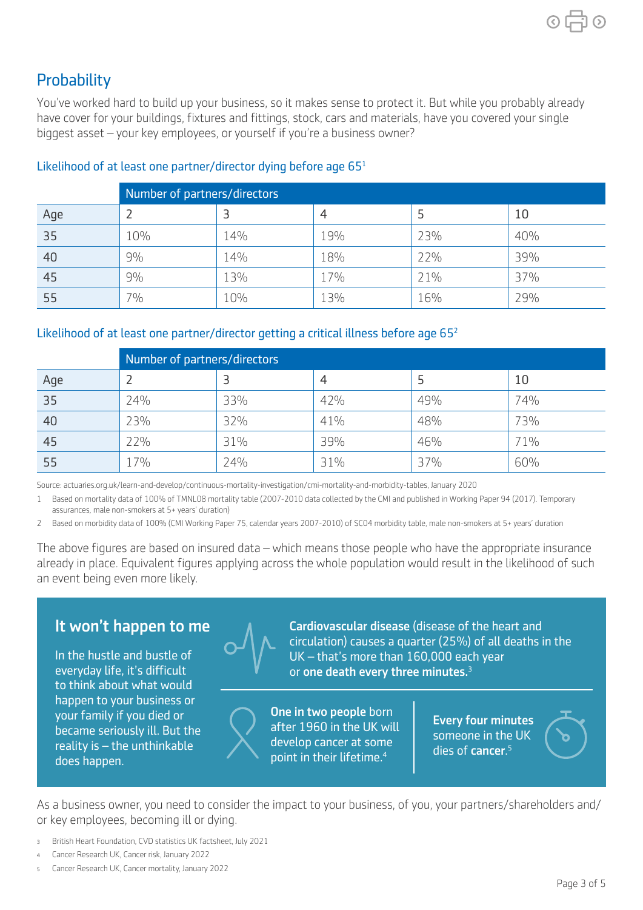## Probability

You've worked hard to build up your business, so it makes sense to protect it. But while you probably already have cover for your buildings, fixtures and fittings, stock, cars and materials, have you covered your single biggest asset – your key employees, or yourself if you're a business owner?

### Likelihood of at least one partner/director dying before age 65[1]

| | Number of partners/directors | | | | |
|---|---|---|---|---|---|
| Age | 2 | 3 | 4 | 5 | 10 |
| 35 | 10% | 14% | 19% | 23% | 40% |
| 40 | 9% | 14% | 18% | 22% | 39% |
| 45 | 9% | 13% | 17% | 21% | 37% |
| 55 | 7% | 10% | 13% | 16% | 29% |

### Likelihood of at least one partner/director getting a critical illness before age 65[2]

| | Number of partners/directors | | | | |
|---|---|---|---|---|---|
| Age | 2 | 3 | 4 | 5 | 10 |
| 35 | 24% | 33% | 42% | 49% | 74% |
| 40 | 23% | 32% | 41% | 48% | 73% |
| 45 | 22% | 31% | 39% | 46% | 71% |
| 55 | 17% | 24% | 31% | 37% | 60% |

Source: actuaries.org.uk/learn-and-develop/continuous-mortality-investigation/cmi-mortality-and-morbidity-tables, January 2020

1 Based on mortality data of 100% of TMNL08 mortality table (2007-2010 data collected by the CMI and published in Working Paper 94 (2017). Temporary assurances, male non-smokers at 5+ years' duration)

2 Based on morbidity data of 100% (CMI Working Paper 75, calendar years 2007-2010) of SC04 morbidity table, male non-smokers at 5+ years' duration

The above figures are based on insured data – which means those people who have the appropriate insurance already in place. Equivalent figures applying across the whole population would result in the likelihood of such an event being even more likely.

### It won't happen to me

In the hustle and bustle of everyday life, it's difficult to think about what would happen to your business or your family if you died or became seriously ill. But the reality is – the unthinkable does happen.

**Cardiovascular disease** (disease of the heart and circulation) causes a quarter (25%) of all deaths in the UK – that's more than 160,000 each year or **one death every three minutes.**[3]

**One in two people** born after 1960 in the UK will develop cancer at some point in their lifetime.[4]

**Every four minutes** someone in the UK dies of **cancer**.[5]

As a business owner, you need to consider the impact to your business, of you, your partners/shareholders and/or key employees, becoming ill or dying.

3 British Heart Foundation, CVD statistics UK factsheet, July 2021

4 Cancer Research UK, Cancer risk, January 2022

5 Cancer Research UK, Cancer mortality, January 2022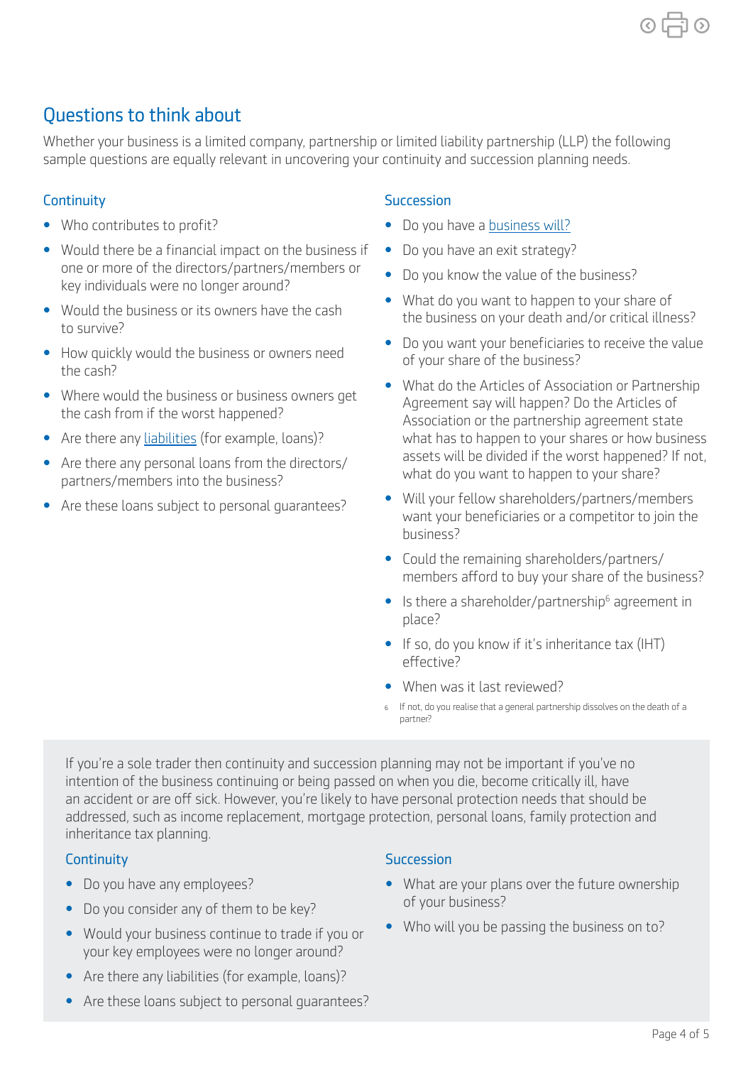## Questions to think about

Whether your business is a limited company, partnership or limited liability partnership (LLP) the following sample questions are equally relevant in uncovering your continuity and succession planning needs.

### Continuity

- Who contributes to profit?
- Would there be a financial impact on the business if one or more of the directors/partners/members or key individuals were no longer around?
- Would the business or its owners have the cash to survive?
- How quickly would the business or owners need the cash?
- Where would the business or business owners get the cash from if the worst happened?
- Are there any liabilities (for example, loans)?
- Are there any personal loans from the directors/partners/members into the business?
- Are these loans subject to personal guarantees?

### Succession

- Do you have a business will?
- Do you have an exit strategy?
- Do you know the value of the business?
- What do you want to happen to your share of the business on your death and/or critical illness?
- Do you want your beneficiaries to receive the value of your share of the business?
- What do the Articles of Association or Partnership Agreement say will happen? Do the Articles of Association or the partnership agreement state what has to happen to your shares or how business assets will be divided if the worst happened? If not, what do you want to happen to your share?
- Will your fellow shareholders/partners/members want your beneficiaries or a competitor to join the business?
- Could the remaining shareholders/partners/members afford to buy your share of the business?
- Is there a shareholder/partnership[6] agreement in place?
- If so, do you know if it's inheritance tax (IHT) effective?
- When was it last reviewed?

[6] If not, do you realise that a general partnership dissolves on the death of a partner?

If you're a sole trader then continuity and succession planning may not be important if you've no intention of the business continuing or being passed on when you die, become critically ill, have an accident or are off sick. However, you're likely to have personal protection needs that should be addressed, such as income replacement, mortgage protection, personal loans, family protection and inheritance tax planning.

### Continuity

- Do you have any employees?
- Do you consider any of them to be key?
- Would your business continue to trade if you or your key employees were no longer around?
- Are there any liabilities (for example, loans)?
- Are these loans subject to personal guarantees?

### Succession

- What are your plans over the future ownership of your business?
- Who will you be passing the business on to?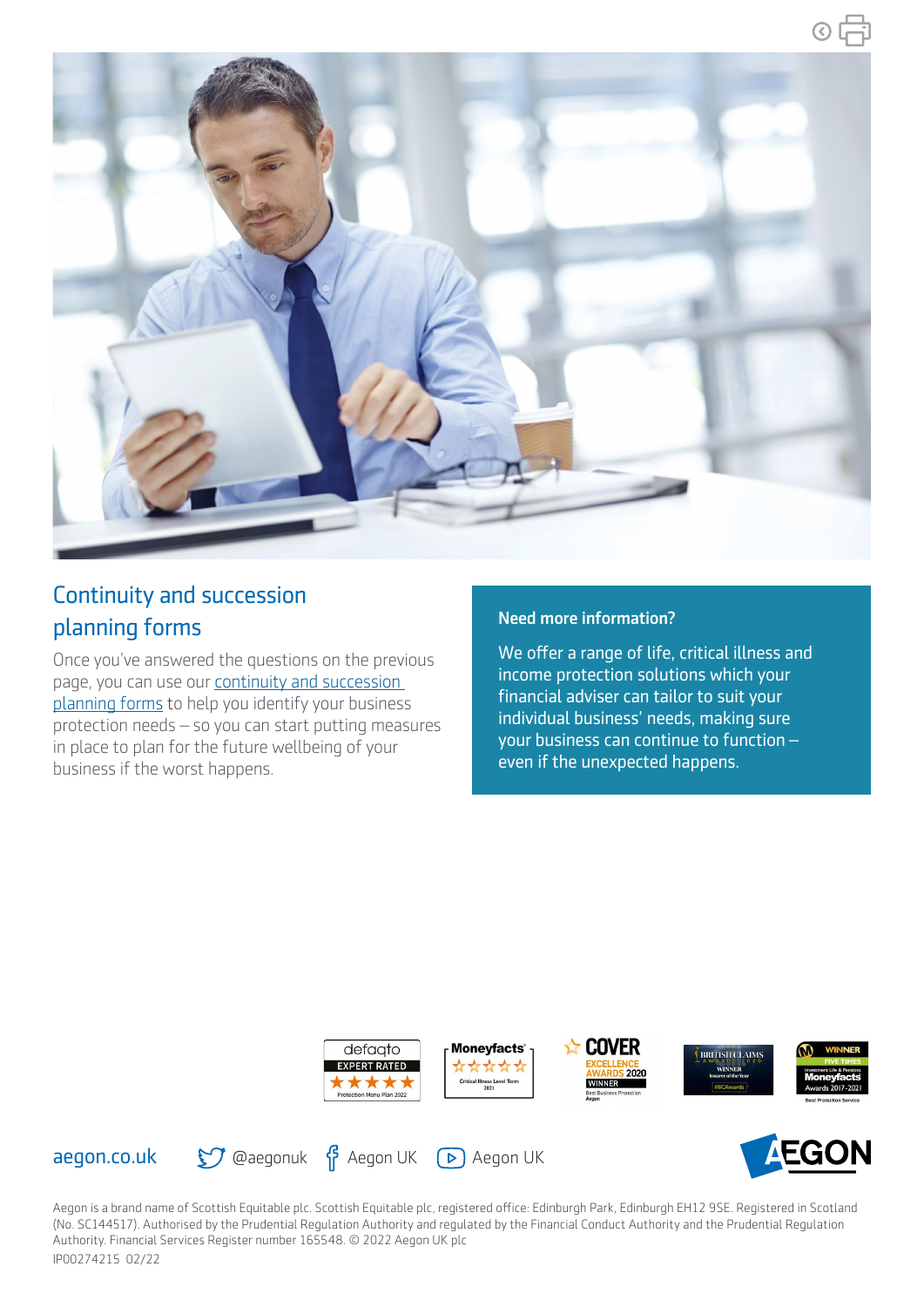## Continuity and succession planning forms

Once you've answered the questions on the previous page, you can use our continuity and succession planning forms to help you identify your business protection needs – so you can start putting measures in place to plan for the future wellbeing of your business if the worst happens.

**Need more information?**

We offer a range of life, critical illness and income protection solutions which your financial adviser can tailor to suit your individual business' needs, making sure your business can continue to function – even if the unexpected happens.

aegon.co.uk @aegonuk Aegon UK Aegon UK

Aegon is a brand name of Scottish Equitable plc. Scottish Equitable plc, registered office: Edinburgh Park, Edinburgh EH12 9SE. Registered in Scotland (No. SC144517). Authorised by the Prudential Regulation Authority and regulated by the Financial Conduct Authority and the Prudential Regulation Authority. Financial Services Register number 165548. © 2022 Aegon UK plc

IP00274215 02/22